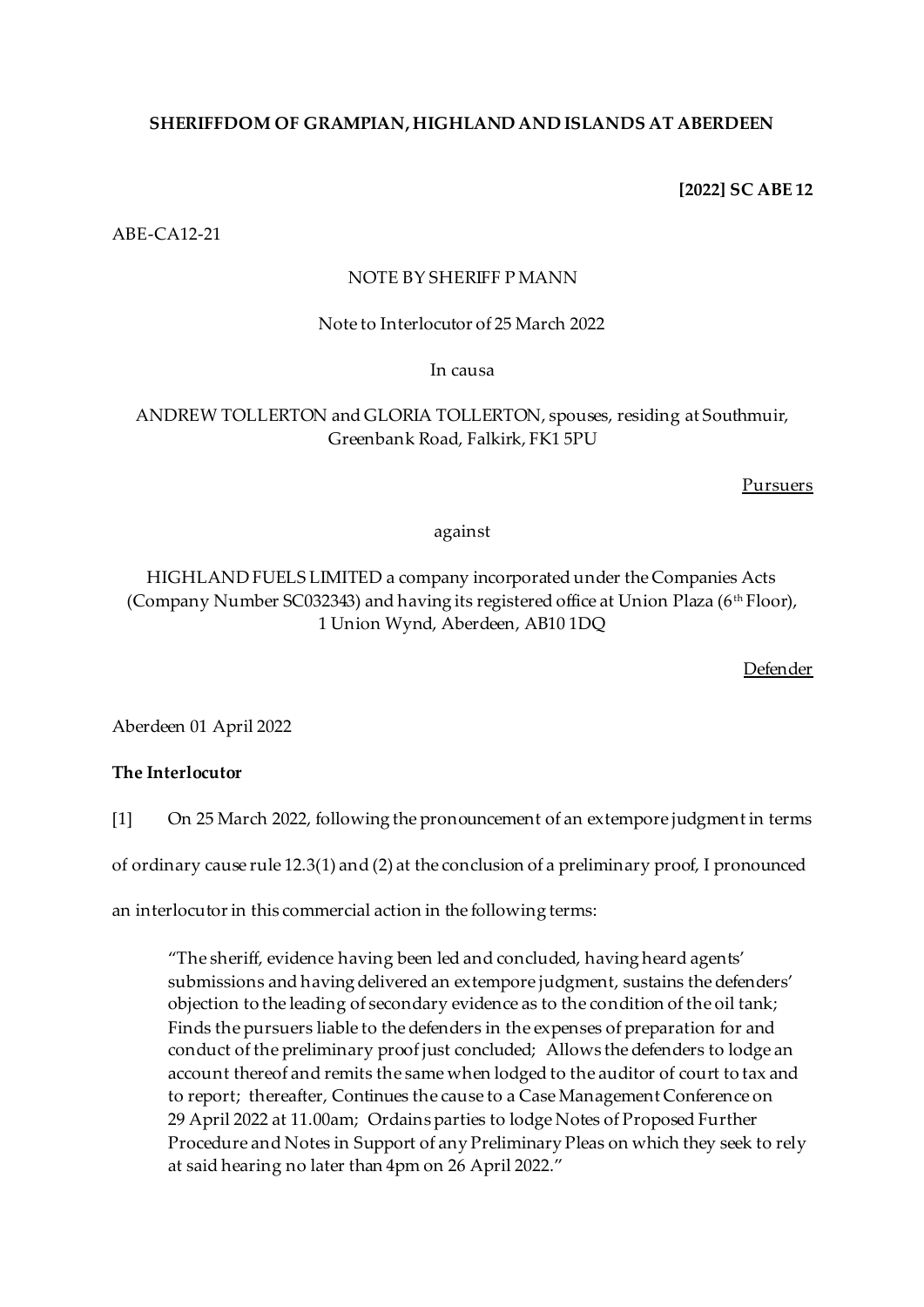**SHERIFFDOM OF GRAMPIAN, HIGHLAND AND ISLANDS AT ABERDEEN**

**[2022] SC ABE 12**

ABE-CA12-21

NOTE BY SHERIFF P MANN

Note to Interlocutor of 25 March 2022

In causa

ANDREW TOLLERTON and GLORIA TOLLERTON, spouses, residing at Southmuir, Greenbank Road, Falkirk, FK1 5PU

Pursuers

against

HIGHLAND FUELS LIMITED a company incorporated under the Companies Acts (Company Number SC032343) and having its registered office at Union Plaza (6th Floor), 1 Union Wynd, Aberdeen, AB10 1DQ

Defender

Aberdeen 01 April 2022

**The Interlocutor**

[1] On 25 March 2022, following the pronouncement of an extempore judgment in terms of ordinary cause rule 12.3(1) and (2) at the conclusion of a preliminary proof, I pronounced an interlocutor in this commercial action in the following terms:

> "The sheriff, evidence having been led and concluded, having heard agents' submissions and having delivered an extempore judgment, sustains the defenders' objection to the leading of secondary evidence as to the condition of the oil tank; Finds the pursuers liable to the defenders in the expenses of preparation for and conduct of the preliminary proof just concluded; Allows the defenders to lodge an account thereof and remits the same when lodged to the auditor of court to tax and to report; thereafter, Continues the cause to a Case Management Conference on 29 April 2022 at 11.00am; Ordains parties to lodge Notes of Proposed Further Procedure and Notes in Support of any Preliminary Pleas on which they seek to rely at said hearing no later than 4pm on 26 April 2022."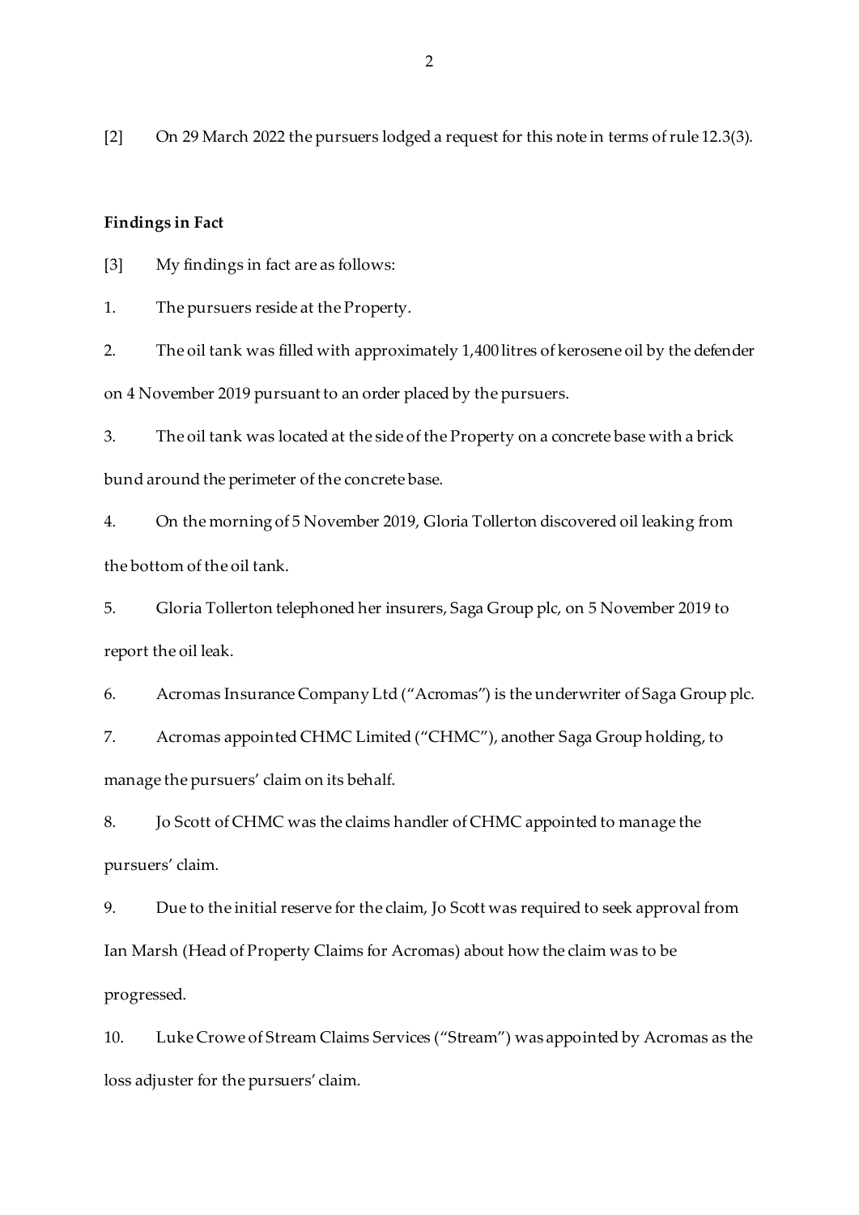[2] On 29 March 2022 the pursuers lodged a request for this note in terms of rule 12.3(3).

**Findings in Fact**

[3] My findings in fact are as follows:

1. The pursuers reside at the Property.

2. The oil tank was filled with approximately 1,400 litres of kerosene oil by the defender on 4 November 2019 pursuant to an order placed by the pursuers.

3. The oil tank was located at the side of the Property on a concrete base with a brick bund around the perimeter of the concrete base.

4. On the morning of 5 November 2019, Gloria Tollerton discovered oil leaking from the bottom of the oil tank.

5. Gloria Tollerton telephoned her insurers, Saga Group plc, on 5 November 2019 to report the oil leak.

6. Acromas Insurance Company Ltd ("Acromas") is the underwriter of Saga Group plc.

7. Acromas appointed CHMC Limited ("CHMC"), another Saga Group holding, to manage the pursuers' claim on its behalf.

8. Jo Scott of CHMC was the claims handler of CHMC appointed to manage the pursuers' claim.

9. Due to the initial reserve for the claim, Jo Scott was required to seek approval from Ian Marsh (Head of Property Claims for Acromas) about how the claim was to be progressed.

10. Luke Crowe of Stream Claims Services ("Stream") was appointed by Acromas as the loss adjuster for the pursuers' claim.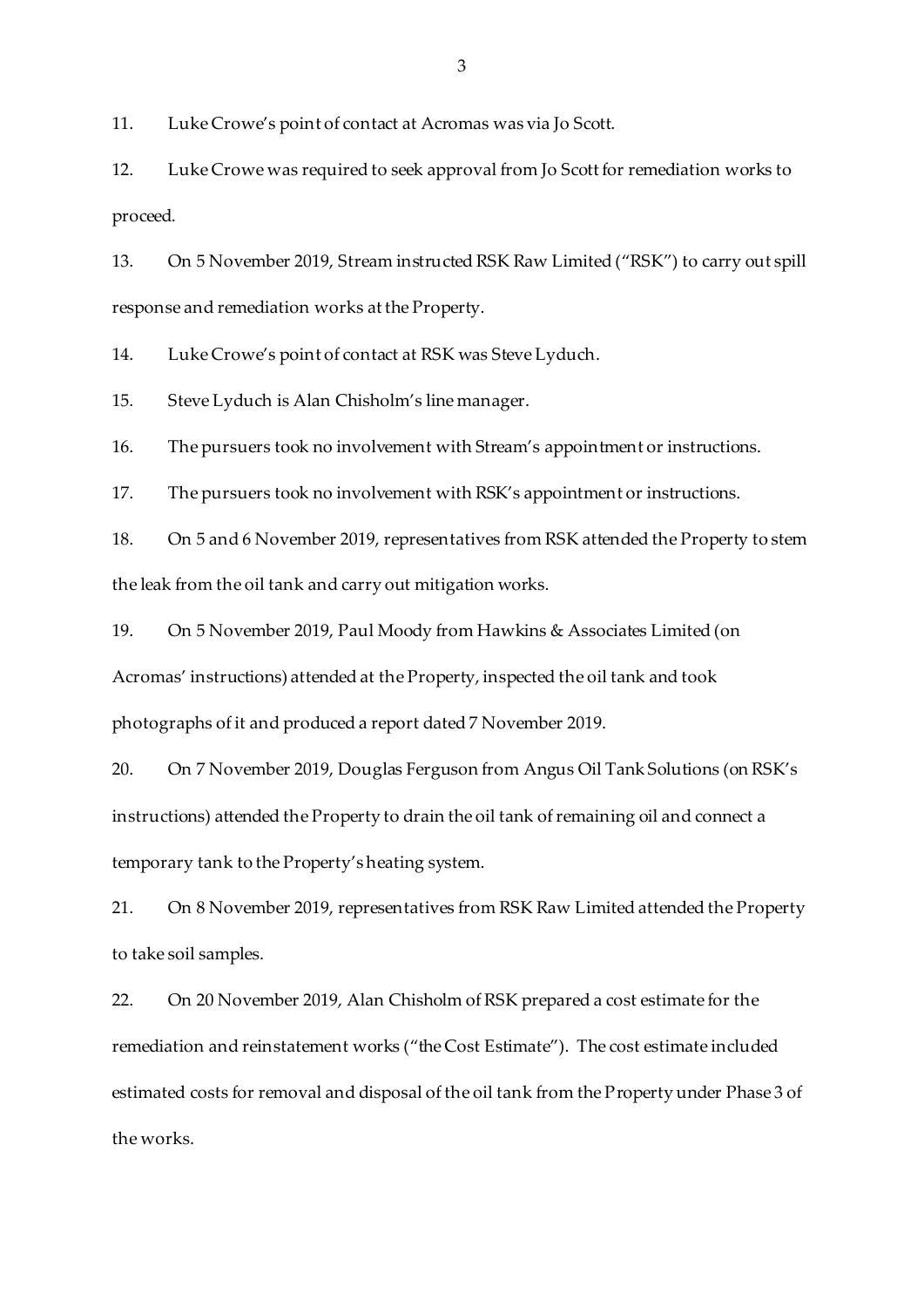11. Luke Crowe's point of contact at Acromas was via Jo Scott.

12. Luke Crowe was required to seek approval from Jo Scott for remediation works to proceed.

13. On 5 November 2019, Stream instructed RSK Raw Limited ("RSK") to carry out spill response and remediation works at the Property.

14. Luke Crowe's point of contact at RSK was Steve Lyduch.

15. Steve Lyduch is Alan Chisholm's line manager.

16. The pursuers took no involvement with Stream's appointment or instructions.

17. The pursuers took no involvement with RSK's appointment or instructions.

18. On 5 and 6 November 2019, representatives from RSK attended the Property to stem the leak from the oil tank and carry out mitigation works.

19. On 5 November 2019, Paul Moody from Hawkins & Associates Limited (on Acromas' instructions) attended at the Property, inspected the oil tank and took photographs of it and produced a report dated 7 November 2019.

20. On 7 November 2019, Douglas Ferguson from Angus Oil Tank Solutions (on RSK's instructions) attended the Property to drain the oil tank of remaining oil and connect a temporary tank to the Property's heating system.

21. On 8 November 2019, representatives from RSK Raw Limited attended the Property to take soil samples.

22. On 20 November 2019, Alan Chisholm of RSK prepared a cost estimate for the remediation and reinstatement works ("the Cost Estimate"). The cost estimate included estimated costs for removal and disposal of the oil tank from the Property under Phase 3 of the works.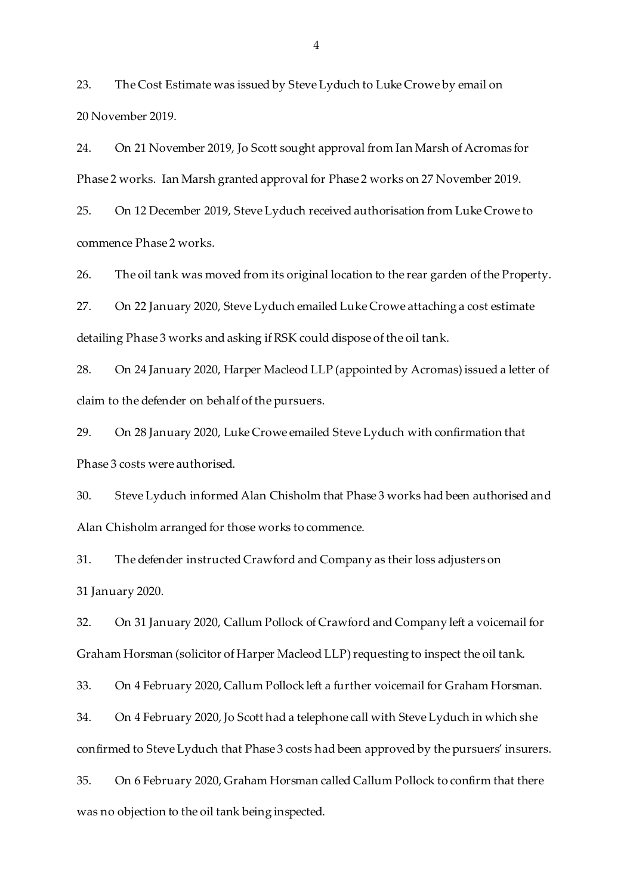23. The Cost Estimate was issued by Steve Lyduch to Luke Crowe by email on 20 November 2019.

24. On 21 November 2019, Jo Scott sought approval from Ian Marsh of Acromas for Phase 2 works. Ian Marsh granted approval for Phase 2 works on 27 November 2019.

25. On 12 December 2019, Steve Lyduch received authorisation from Luke Crowe to commence Phase 2 works.

26. The oil tank was moved from its original location to the rear garden of the Property.

27. On 22 January 2020, Steve Lyduch emailed Luke Crowe attaching a cost estimate detailing Phase 3 works and asking if RSK could dispose of the oil tank.

28. On 24 January 2020, Harper Macleod LLP (appointed by Acromas) issued a letter of claim to the defender on behalf of the pursuers.

29. On 28 January 2020, Luke Crowe emailed Steve Lyduch with confirmation that Phase 3 costs were authorised.

30. Steve Lyduch informed Alan Chisholm that Phase 3 works had been authorised and Alan Chisholm arranged for those works to commence.

31. The defender instructed Crawford and Company as their loss adjusters on 31 January 2020.

32. On 31 January 2020, Callum Pollock of Crawford and Company left a voicemail for Graham Horsman (solicitor of Harper Macleod LLP) requesting to inspect the oil tank.

33. On 4 February 2020, Callum Pollock left a further voicemail for Graham Horsman.

34. On 4 February 2020, Jo Scott had a telephone call with Steve Lyduch in which she confirmed to Steve Lyduch that Phase 3 costs had been approved by the pursuers' insurers.

35. On 6 February 2020, Graham Horsman called Callum Pollock to confirm that there was no objection to the oil tank being inspected.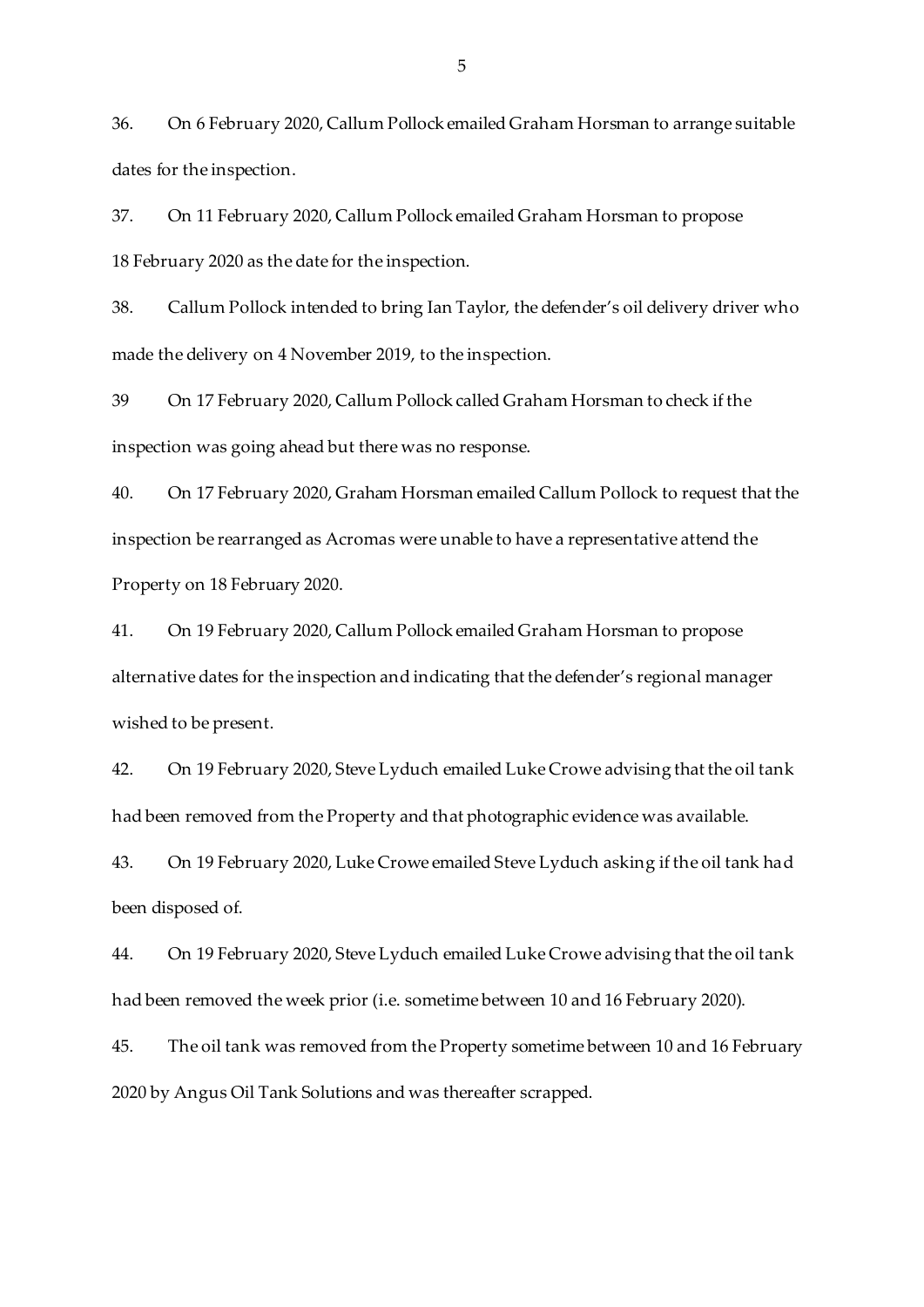36. On 6 February 2020, Callum Pollock emailed Graham Horsman to arrange suitable dates for the inspection.

37. On 11 February 2020, Callum Pollock emailed Graham Horsman to propose 18 February 2020 as the date for the inspection.

38. Callum Pollock intended to bring Ian Taylor, the defender's oil delivery driver who made the delivery on 4 November 2019, to the inspection.

39 On 17 February 2020, Callum Pollock called Graham Horsman to check if the inspection was going ahead but there was no response.

40. On 17 February 2020, Graham Horsman emailed Callum Pollock to request that the inspection be rearranged as Acromas were unable to have a representative attend the Property on 18 February 2020.

41. On 19 February 2020, Callum Pollock emailed Graham Horsman to propose alternative dates for the inspection and indicating that the defender's regional manager wished to be present.

42. On 19 February 2020, Steve Lyduch emailed Luke Crowe advising that the oil tank had been removed from the Property and that photographic evidence was available.

43. On 19 February 2020, Luke Crowe emailed Steve Lyduch asking if the oil tank had been disposed of.

44. On 19 February 2020, Steve Lyduch emailed Luke Crowe advising that the oil tank had been removed the week prior (i.e. sometime between 10 and 16 February 2020).

45. The oil tank was removed from the Property sometime between 10 and 16 February 2020 by Angus Oil Tank Solutions and was thereafter scrapped.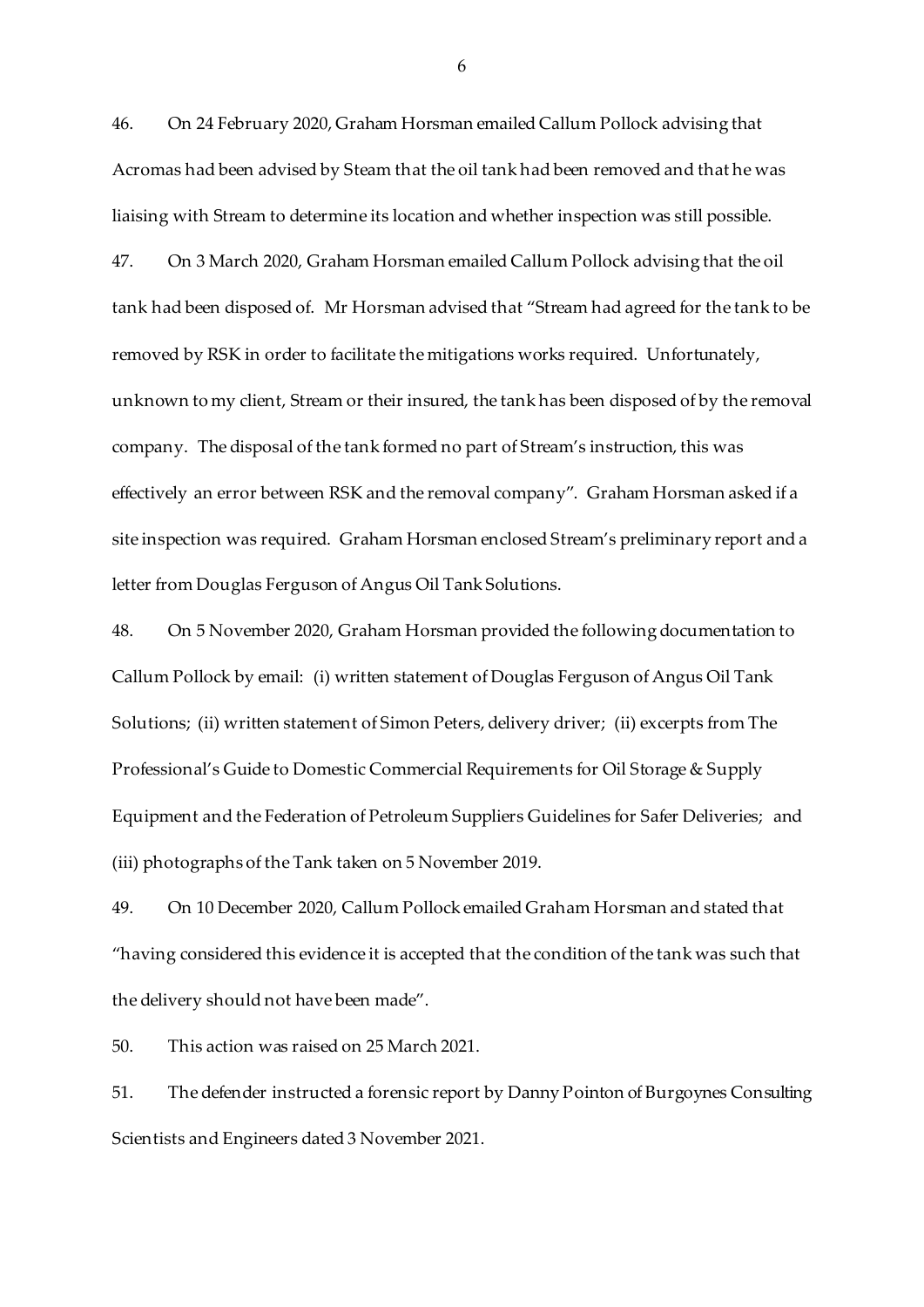46. On 24 February 2020, Graham Horsman emailed Callum Pollock advising that Acromas had been advised by Steam that the oil tank had been removed and that he was liaising with Stream to determine its location and whether inspection was still possible.

47. On 3 March 2020, Graham Horsman emailed Callum Pollock advising that the oil tank had been disposed of. Mr Horsman advised that "Stream had agreed for the tank to be removed by RSK in order to facilitate the mitigations works required. Unfortunately, unknown to my client, Stream or their insured, the tank has been disposed of by the removal company. The disposal of the tank formed no part of Stream's instruction, this was effectively an error between RSK and the removal company". Graham Horsman asked if a site inspection was required. Graham Horsman enclosed Stream's preliminary report and a letter from Douglas Ferguson of Angus Oil Tank Solutions.

48. On 5 November 2020, Graham Horsman provided the following documentation to Callum Pollock by email: (i) written statement of Douglas Ferguson of Angus Oil Tank Solutions; (ii) written statement of Simon Peters, delivery driver; (ii) excerpts from The Professional's Guide to Domestic Commercial Requirements for Oil Storage & Supply Equipment and the Federation of Petroleum Suppliers Guidelines for Safer Deliveries; and (iii) photographs of the Tank taken on 5 November 2019.

49. On 10 December 2020, Callum Pollock emailed Graham Horsman and stated that "having considered this evidence it is accepted that the condition of the tank was such that the delivery should not have been made".

50. This action was raised on 25 March 2021.

51. The defender instructed a forensic report by Danny Pointon of Burgoynes Consulting Scientists and Engineers dated 3 November 2021.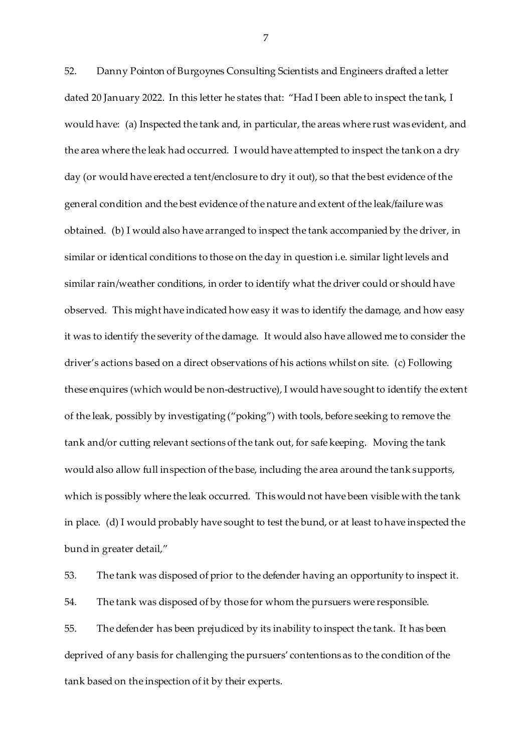52. Danny Pointon of Burgoynes Consulting Scientists and Engineers drafted a letter dated 20 January 2022. In this letter he states that: "Had I been able to inspect the tank, I would have: (a) Inspected the tank and, in particular, the areas where rust was evident, and the area where the leak had occurred. I would have attempted to inspect the tank on a dry day (or would have erected a tent/enclosure to dry it out), so that the best evidence of the general condition and the best evidence of the nature and extent of the leak/failure was obtained. (b) I would also have arranged to inspect the tank accompanied by the driver, in similar or identical conditions to those on the day in question i.e. similar light levels and similar rain/weather conditions, in order to identify what the driver could or should have observed. This might have indicated how easy it was to identify the damage, and how easy it was to identify the severity of the damage. It would also have allowed me to consider the driver's actions based on a direct observations of his actions whilst on site. (c) Following these enquires (which would be non-destructive), I would have sought to identify the extent of the leak, possibly by investigating ("poking") with tools, before seeking to remove the tank and/or cutting relevant sections of the tank out, for safe keeping. Moving the tank would also allow full inspection of the base, including the area around the tank supports, which is possibly where the leak occurred. This would not have been visible with the tank in place. (d) I would probably have sought to test the bund, or at least to have inspected the bund in greater detail,"

53. The tank was disposed of prior to the defender having an opportunity to inspect it.

54. The tank was disposed of by those for whom the pursuers were responsible.

55. The defender has been prejudiced by its inability to inspect the tank. It has been deprived of any basis for challenging the pursuers' contentions as to the condition of the tank based on the inspection of it by their experts.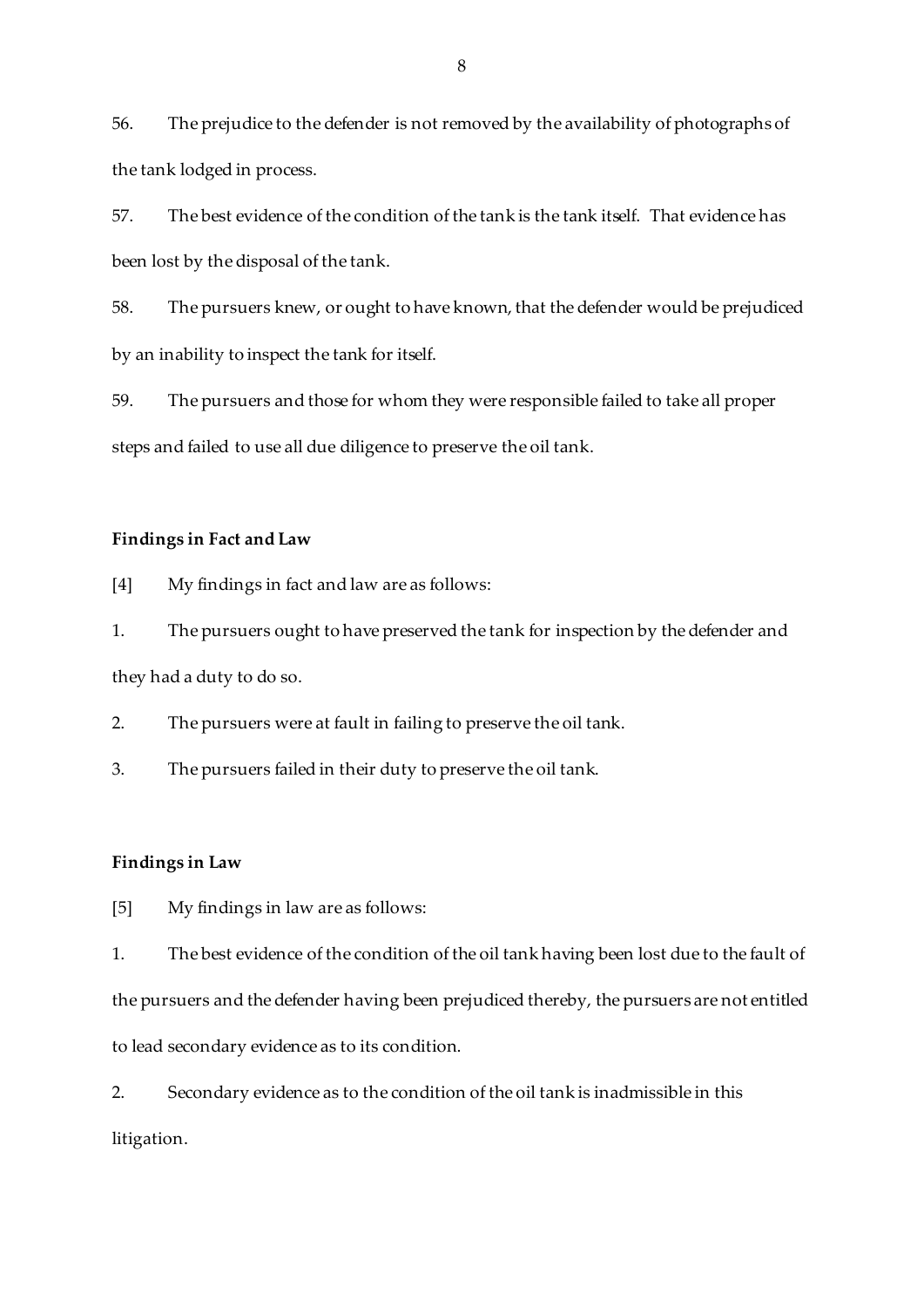56. The prejudice to the defender is not removed by the availability of photographs of the tank lodged in process.

57. The best evidence of the condition of the tank is the tank itself. That evidence has been lost by the disposal of the tank.

58. The pursuers knew, or ought to have known, that the defender would be prejudiced by an inability to inspect the tank for itself.

59. The pursuers and those for whom they were responsible failed to take all proper steps and failed to use all due diligence to preserve the oil tank.

**Findings in Fact and Law**

[4] My findings in fact and law are as follows:

1. The pursuers ought to have preserved the tank for inspection by the defender and they had a duty to do so.

2. The pursuers were at fault in failing to preserve the oil tank.

3. The pursuers failed in their duty to preserve the oil tank.

**Findings in Law**

[5] My findings in law are as follows:

1. The best evidence of the condition of the oil tank having been lost due to the fault of the pursuers and the defender having been prejudiced thereby, the pursuers are not entitled to lead secondary evidence as to its condition.

2. Secondary evidence as to the condition of the oil tank is inadmissible in this litigation.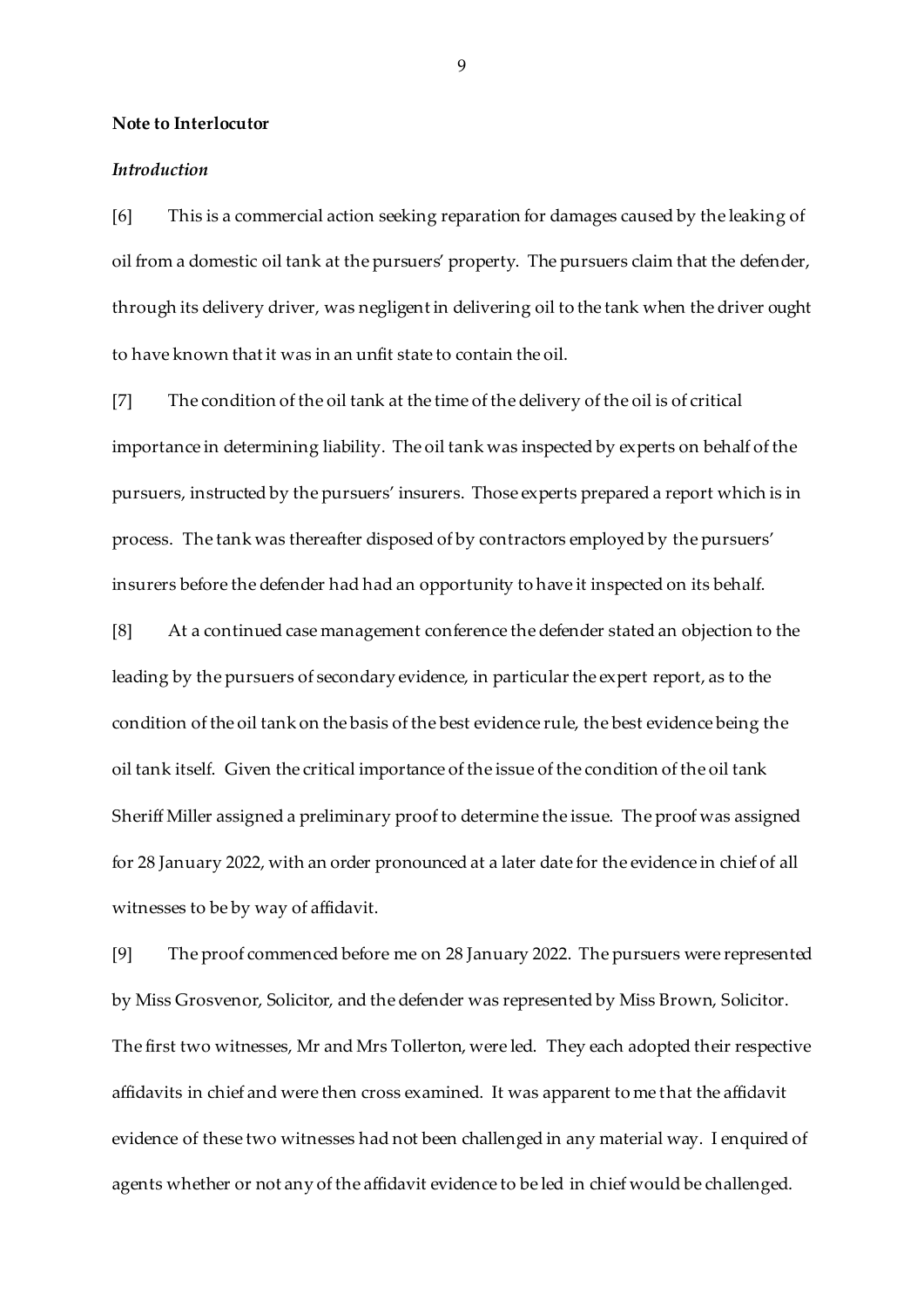**Note to Interlocutor**

*Introduction*

[6] This is a commercial action seeking reparation for damages caused by the leaking of oil from a domestic oil tank at the pursuers' property. The pursuers claim that the defender, through its delivery driver, was negligent in delivering oil to the tank when the driver ought to have known that it was in an unfit state to contain the oil.

[7] The condition of the oil tank at the time of the delivery of the oil is of critical importance in determining liability. The oil tank was inspected by experts on behalf of the pursuers, instructed by the pursuers' insurers. Those experts prepared a report which is in process. The tank was thereafter disposed of by contractors employed by the pursuers' insurers before the defender had had an opportunity to have it inspected on its behalf.

[8] At a continued case management conference the defender stated an objection to the leading by the pursuers of secondary evidence, in particular the expert report, as to the condition of the oil tank on the basis of the best evidence rule, the best evidence being the oil tank itself. Given the critical importance of the issue of the condition of the oil tank Sheriff Miller assigned a preliminary proof to determine the issue. The proof was assigned for 28 January 2022, with an order pronounced at a later date for the evidence in chief of all witnesses to be by way of affidavit.

[9] The proof commenced before me on 28 January 2022. The pursuers were represented by Miss Grosvenor, Solicitor, and the defender was represented by Miss Brown, Solicitor. The first two witnesses, Mr and Mrs Tollerton, were led. They each adopted their respective affidavits in chief and were then cross examined. It was apparent to me that the affidavit evidence of these two witnesses had not been challenged in any material way. I enquired of agents whether or not any of the affidavit evidence to be led in chief would be challenged.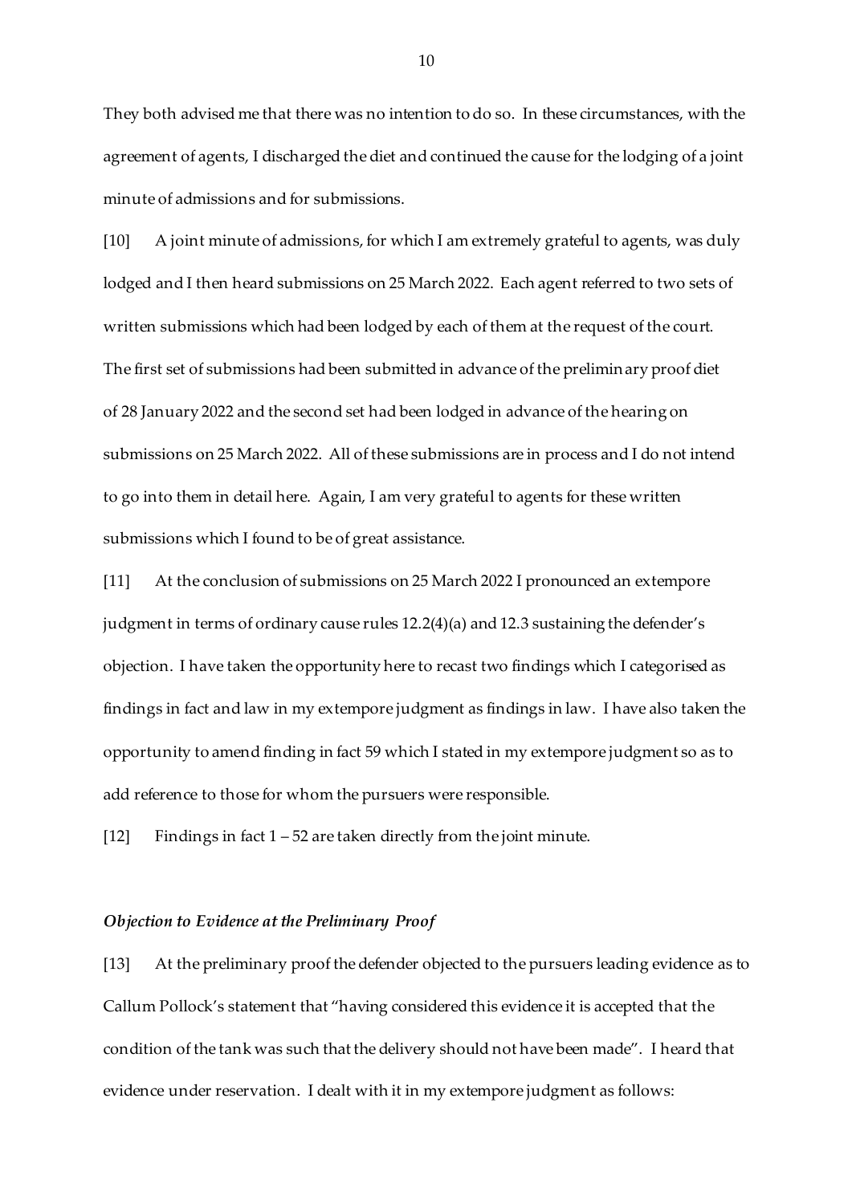They both advised me that there was no intention to do so. In these circumstances, with the agreement of agents, I discharged the diet and continued the cause for the lodging of a joint minute of admissions and for submissions.

[10] A joint minute of admissions, for which I am extremely grateful to agents, was duly lodged and I then heard submissions on 25 March 2022. Each agent referred to two sets of written submissions which had been lodged by each of them at the request of the court. The first set of submissions had been submitted in advance of the preliminary proof diet of 28 January 2022 and the second set had been lodged in advance of the hearing on submissions on 25 March 2022. All of these submissions are in process and I do not intend to go into them in detail here. Again, I am very grateful to agents for these written submissions which I found to be of great assistance.

[11] At the conclusion of submissions on 25 March 2022 I pronounced an extempore judgment in terms of ordinary cause rules 12.2(4)(a) and 12.3 sustaining the defender's objection. I have taken the opportunity here to recast two findings which I categorised as findings in fact and law in my extempore judgment as findings in law. I have also taken the opportunity to amend finding in fact 59 which I stated in my extempore judgment so as to add reference to those for whom the pursuers were responsible.

[12] Findings in fact 1 – 52 are taken directly from the joint minute.

### *Objection to Evidence at the Preliminary Proof*

[13] At the preliminary proof the defender objected to the pursuers leading evidence as to Callum Pollock's statement that "having considered this evidence it is accepted that the condition of the tank was such that the delivery should not have been made". I heard that evidence under reservation. I dealt with it in my extempore judgment as follows: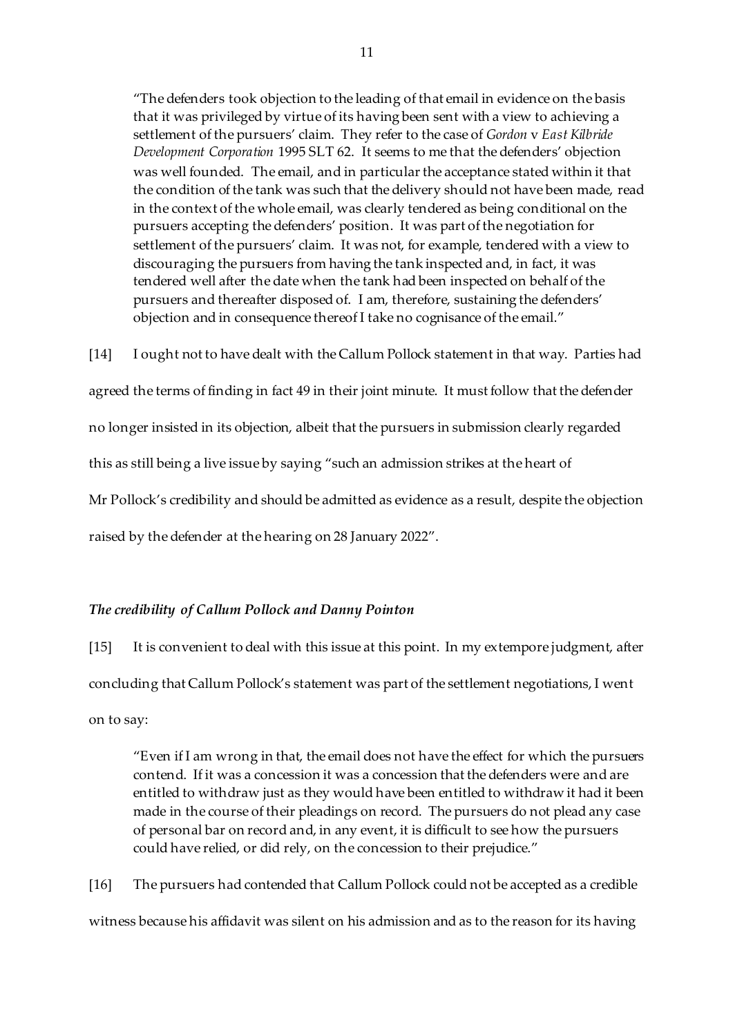> "The defenders took objection to the leading of that email in evidence on the basis that it was privileged by virtue of its having been sent with a view to achieving a settlement of the pursuers' claim. They refer to the case of *Gordon* v *East Kilbride Development Corporation* 1995 SLT 62. It seems to me that the defenders' objection was well founded. The email, and in particular the acceptance stated within it that the condition of the tank was such that the delivery should not have been made, read in the context of the whole email, was clearly tendered as being conditional on the pursuers accepting the defenders' position. It was part of the negotiation for settlement of the pursuers' claim. It was not, for example, tendered with a view to discouraging the pursuers from having the tank inspected and, in fact, it was tendered well after the date when the tank had been inspected on behalf of the pursuers and thereafter disposed of. I am, therefore, sustaining the defenders' objection and in consequence thereof I take no cognisance of the email."

[14] I ought not to have dealt with the Callum Pollock statement in that way. Parties had agreed the terms of finding in fact 49 in their joint minute. It must follow that the defender no longer insisted in its objection, albeit that the pursuers in submission clearly regarded this as still being a live issue by saying "such an admission strikes at the heart of Mr Pollock's credibility and should be admitted as evidence as a result, despite the objection raised by the defender at the hearing on 28 January 2022".

### *The credibility of Callum Pollock and Danny Pointon*

[15] It is convenient to deal with this issue at this point. In my extempore judgment, after concluding that Callum Pollock's statement was part of the settlement negotiations, I went on to say:

> "Even if I am wrong in that, the email does not have the effect for which the pursuers contend. If it was a concession it was a concession that the defenders were and are entitled to withdraw just as they would have been entitled to withdraw it had it been made in the course of their pleadings on record. The pursuers do not plead any case of personal bar on record and, in any event, it is difficult to see how the pursuers could have relied, or did rely, on the concession to their prejudice."

[16] The pursuers had contended that Callum Pollock could not be accepted as a credible witness because his affidavit was silent on his admission and as to the reason for its having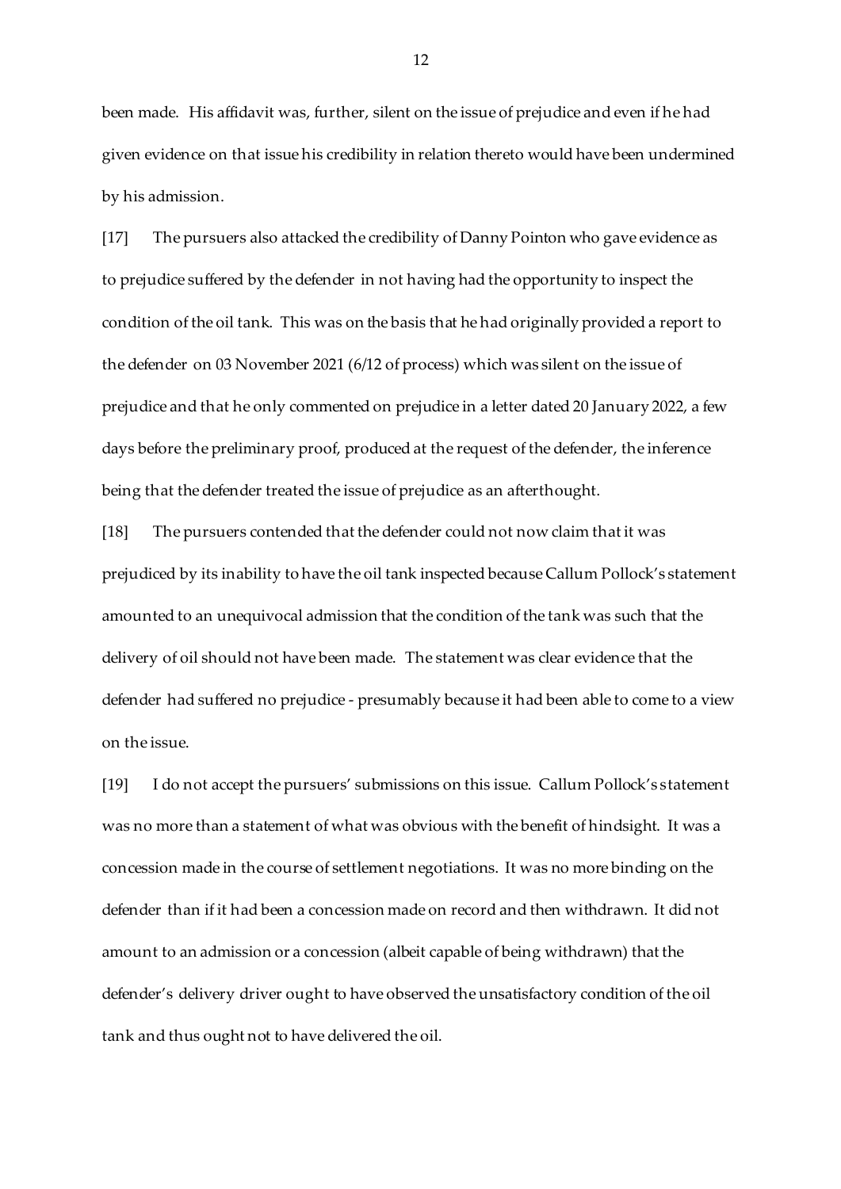been made. His affidavit was, further, silent on the issue of prejudice and even if he had given evidence on that issue his credibility in relation thereto would have been undermined by his admission.

[17] The pursuers also attacked the credibility of Danny Pointon who gave evidence as to prejudice suffered by the defender in not having had the opportunity to inspect the condition of the oil tank. This was on the basis that he had originally provided a report to the defender on 03 November 2021 (6/12 of process) which was silent on the issue of prejudice and that he only commented on prejudice in a letter dated 20 January 2022, a few days before the preliminary proof, produced at the request of the defender, the inference being that the defender treated the issue of prejudice as an afterthought.

[18] The pursuers contended that the defender could not now claim that it was prejudiced by its inability to have the oil tank inspected because Callum Pollock's statement amounted to an unequivocal admission that the condition of the tank was such that the delivery of oil should not have been made. The statement was clear evidence that the defender had suffered no prejudice - presumably because it had been able to come to a view on the issue.

[19] I do not accept the pursuers' submissions on this issue. Callum Pollock's statement was no more than a statement of what was obvious with the benefit of hindsight. It was a concession made in the course of settlement negotiations. It was no more binding on the defender than if it had been a concession made on record and then withdrawn. It did not amount to an admission or a concession (albeit capable of being withdrawn) that the defender's delivery driver ought to have observed the unsatisfactory condition of the oil tank and thus ought not to have delivered the oil.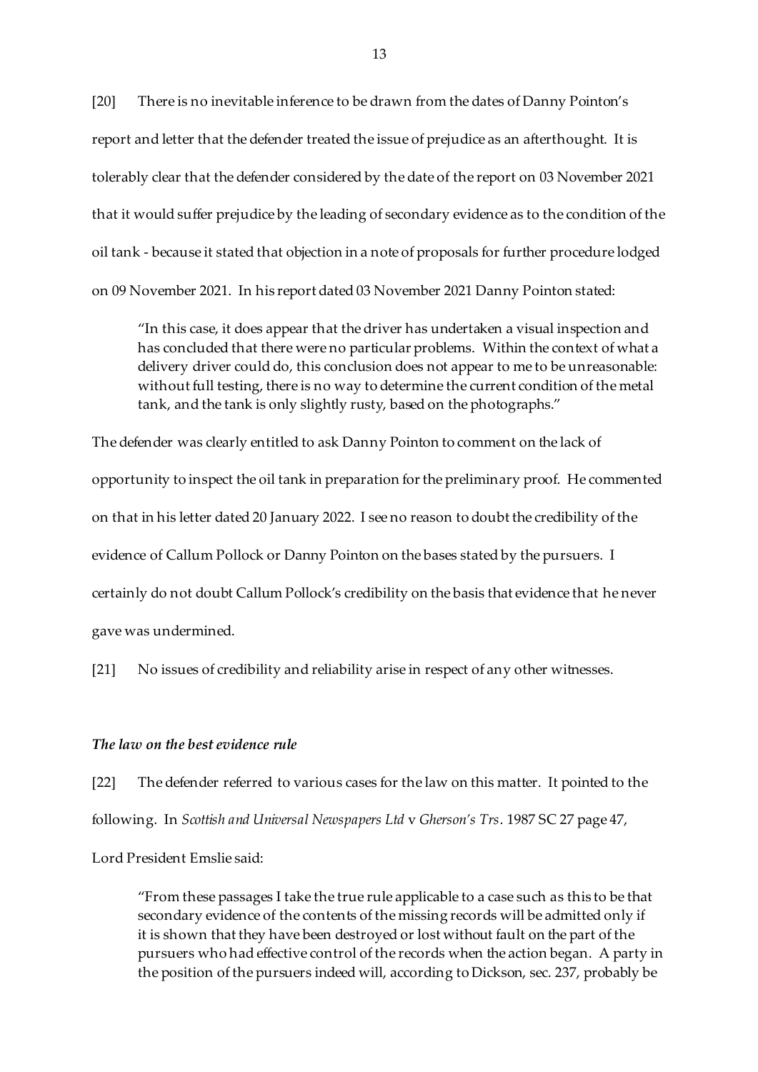[20] There is no inevitable inference to be drawn from the dates of Danny Pointon's report and letter that the defender treated the issue of prejudice as an afterthought. It is tolerably clear that the defender considered by the date of the report on 03 November 2021 that it would suffer prejudice by the leading of secondary evidence as to the condition of the oil tank - because it stated that objection in a note of proposals for further procedure lodged on 09 November 2021. In his report dated 03 November 2021 Danny Pointon stated:

> "In this case, it does appear that the driver has undertaken a visual inspection and has concluded that there were no particular problems. Within the context of what a delivery driver could do, this conclusion does not appear to me to be unreasonable: without full testing, there is no way to determine the current condition of the metal tank, and the tank is only slightly rusty, based on the photographs."

The defender was clearly entitled to ask Danny Pointon to comment on the lack of opportunity to inspect the oil tank in preparation for the preliminary proof. He commented on that in his letter dated 20 January 2022. I see no reason to doubt the credibility of the evidence of Callum Pollock or Danny Pointon on the bases stated by the pursuers. I certainly do not doubt Callum Pollock's credibility on the basis that evidence that he never gave was undermined.

[21] No issues of credibility and reliability arise in respect of any other witnesses.

### *The law on the best evidence rule*

[22] The defender referred to various cases for the law on this matter. It pointed to the following. In *Scottish and Universal Newspapers Ltd* v *Gherson's Trs*. 1987 SC 27 page 47, Lord President Emslie said:

> "From these passages I take the true rule applicable to a case such as this to be that secondary evidence of the contents of the missing records will be admitted only if it is shown that they have been destroyed or lost without fault on the part of the pursuers who had effective control of the records when the action began. A party in the position of the pursuers indeed will, according to Dickson, sec. 237, probably be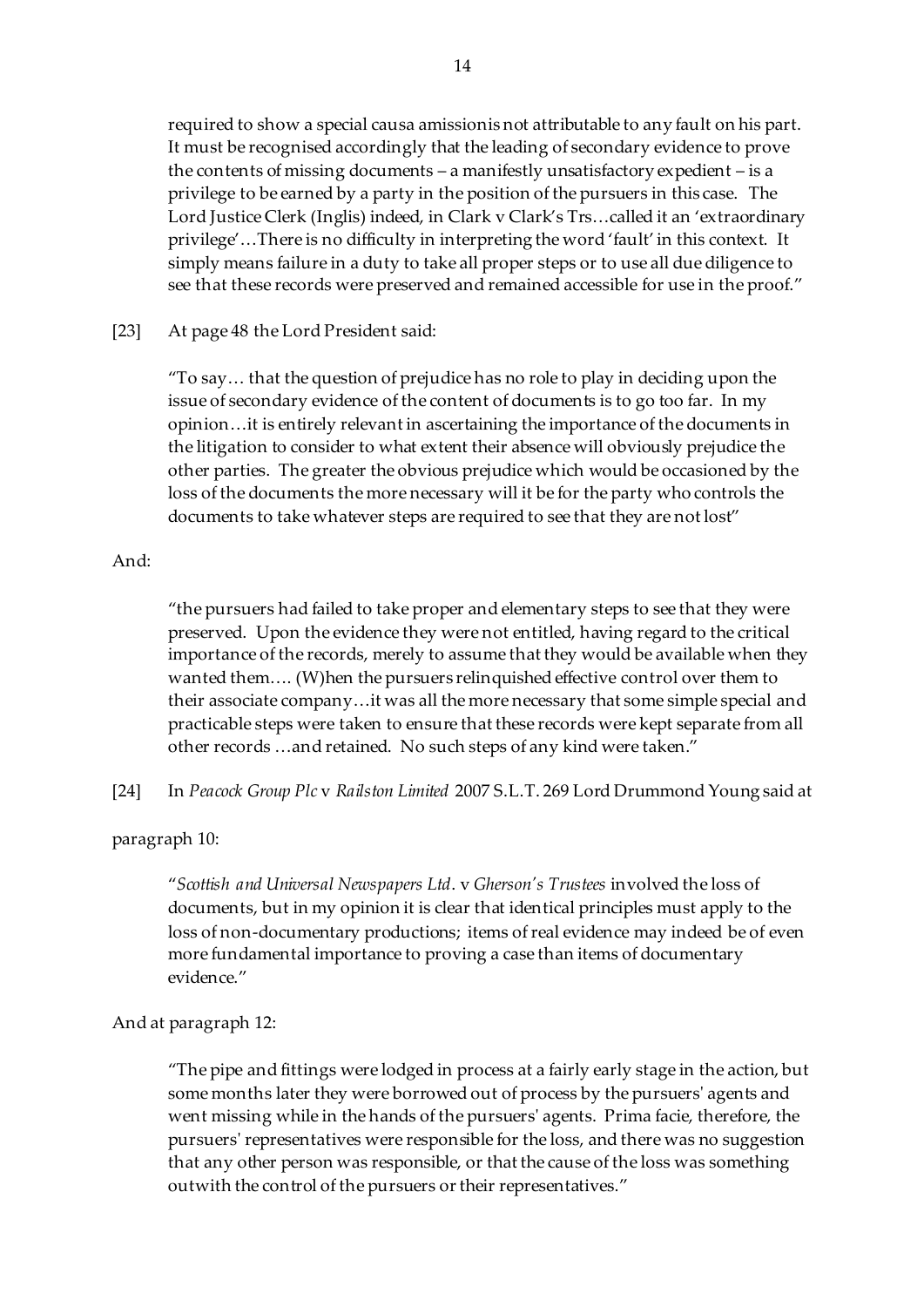> required to show a special causa amissionis not attributable to any fault on his part. It must be recognised accordingly that the leading of secondary evidence to prove the contents of missing documents – a manifestly unsatisfactory expedient – is a privilege to be earned by a party in the position of the pursuers in this case. The Lord Justice Clerk (Inglis) indeed, in Clark v Clark's Trs…called it an 'extraordinary privilege'…There is no difficulty in interpreting the word 'fault' in this context. It simply means failure in a duty to take all proper steps or to use all due diligence to see that these records were preserved and remained accessible for use in the proof."

[23] At page 48 the Lord President said:

> "To say… that the question of prejudice has no role to play in deciding upon the issue of secondary evidence of the content of documents is to go too far. In my opinion…it is entirely relevant in ascertaining the importance of the documents in the litigation to consider to what extent their absence will obviously prejudice the other parties. The greater the obvious prejudice which would be occasioned by the loss of the documents the more necessary will it be for the party who controls the documents to take whatever steps are required to see that they are not lost"

And:

> "the pursuers had failed to take proper and elementary steps to see that they were preserved. Upon the evidence they were not entitled, having regard to the critical importance of the records, merely to assume that they would be available when they wanted them…. (W)hen the pursuers relinquished effective control over them to their associate company…it was all the more necessary that some simple special and practicable steps were taken to ensure that these records were kept separate from all other records …and retained. No such steps of any kind were taken."

[24] In *Peacock Group Plc* v *Railston Limited* 2007 S.L.T. 269 Lord Drummond Young said at paragraph 10:

> "*Scottish and Universal Newspapers Ltd*. v *Gherson's Trustees* involved the loss of documents, but in my opinion it is clear that identical principles must apply to the loss of non-documentary productions; items of real evidence may indeed be of even more fundamental importance to proving a case than items of documentary evidence."

And at paragraph 12:

> "The pipe and fittings were lodged in process at a fairly early stage in the action, but some months later they were borrowed out of process by the pursuers' agents and went missing while in the hands of the pursuers' agents. Prima facie, therefore, the pursuers' representatives were responsible for the loss, and there was no suggestion that any other person was responsible, or that the cause of the loss was something outwith the control of the pursuers or their representatives."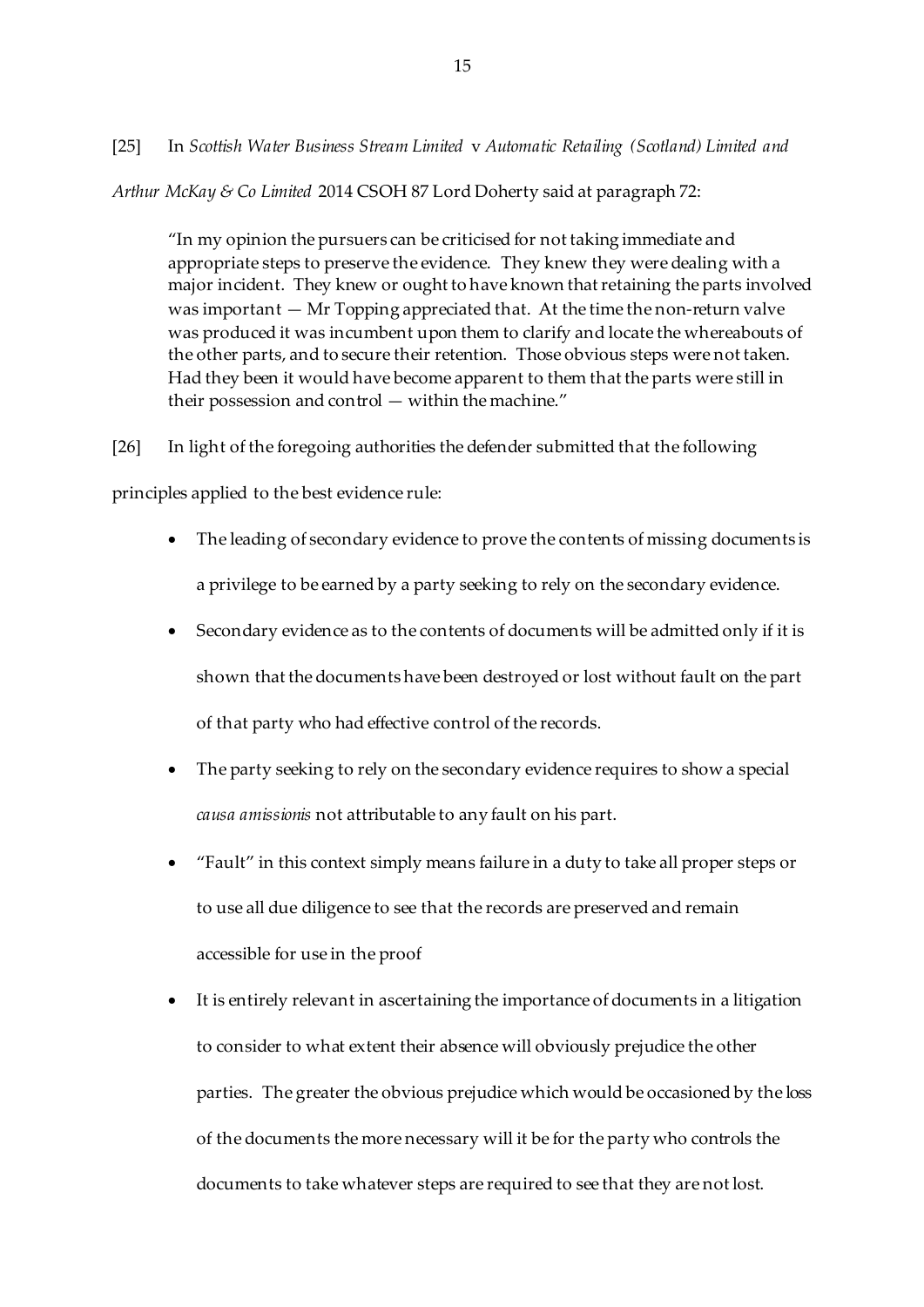[25] In *Scottish Water Business Stream Limited* v *Automatic Retailing (Scotland) Limited and Arthur McKay & Co Limited* 2014 CSOH 87 Lord Doherty said at paragraph 72:

> "In my opinion the pursuers can be criticised for not taking immediate and appropriate steps to preserve the evidence. They knew they were dealing with a major incident. They knew or ought to have known that retaining the parts involved was important — Mr Topping appreciated that. At the time the non-return valve was produced it was incumbent upon them to clarify and locate the whereabouts of the other parts, and to secure their retention. Those obvious steps were not taken. Had they been it would have become apparent to them that the parts were still in their possession and control — within the machine."

[26] In light of the foregoing authorities the defender submitted that the following principles applied to the best evidence rule:

- The leading of secondary evidence to prove the contents of missing documents is a privilege to be earned by a party seeking to rely on the secondary evidence.
- Secondary evidence as to the contents of documents will be admitted only if it is shown that the documents have been destroyed or lost without fault on the part of that party who had effective control of the records.
- The party seeking to rely on the secondary evidence requires to show a special *causa amissionis* not attributable to any fault on his part.
- "Fault" in this context simply means failure in a duty to take all proper steps or to use all due diligence to see that the records are preserved and remain accessible for use in the proof
- It is entirely relevant in ascertaining the importance of documents in a litigation to consider to what extent their absence will obviously prejudice the other parties. The greater the obvious prejudice which would be occasioned by the loss of the documents the more necessary will it be for the party who controls the documents to take whatever steps are required to see that they are not lost.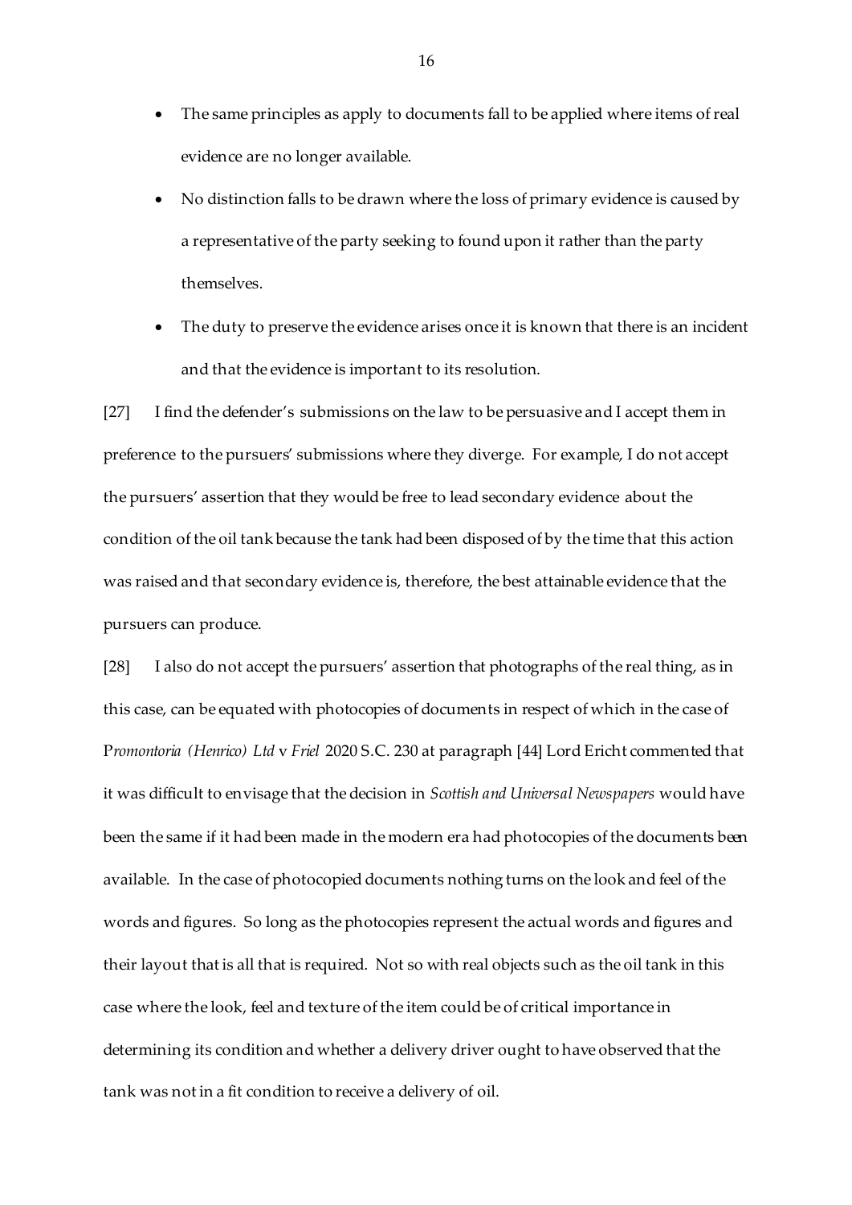- The same principles as apply to documents fall to be applied where items of real evidence are no longer available.
- No distinction falls to be drawn where the loss of primary evidence is caused by a representative of the party seeking to found upon it rather than the party themselves.
- The duty to preserve the evidence arises once it is known that there is an incident and that the evidence is important to its resolution.

[27] I find the defender's submissions on the law to be persuasive and I accept them in preference to the pursuers' submissions where they diverge. For example, I do not accept the pursuers' assertion that they would be free to lead secondary evidence about the condition of the oil tank because the tank had been disposed of by the time that this action was raised and that secondary evidence is, therefore, the best attainable evidence that the pursuers can produce.

[28] I also do not accept the pursuers' assertion that photographs of the real thing, as in this case, can be equated with photocopies of documents in respect of which in the case of *Promontoria (Henrico) Ltd* v *Friel* 2020 S.C. 230 at paragraph [44] Lord Ericht commented that it was difficult to envisage that the decision in *Scottish and Universal Newspapers* would have been the same if it had been made in the modern era had photocopies of the documents been available. In the case of photocopied documents nothing turns on the look and feel of the words and figures. So long as the photocopies represent the actual words and figures and their layout that is all that is required. Not so with real objects such as the oil tank in this case where the look, feel and texture of the item could be of critical importance in determining its condition and whether a delivery driver ought to have observed that the tank was not in a fit condition to receive a delivery of oil.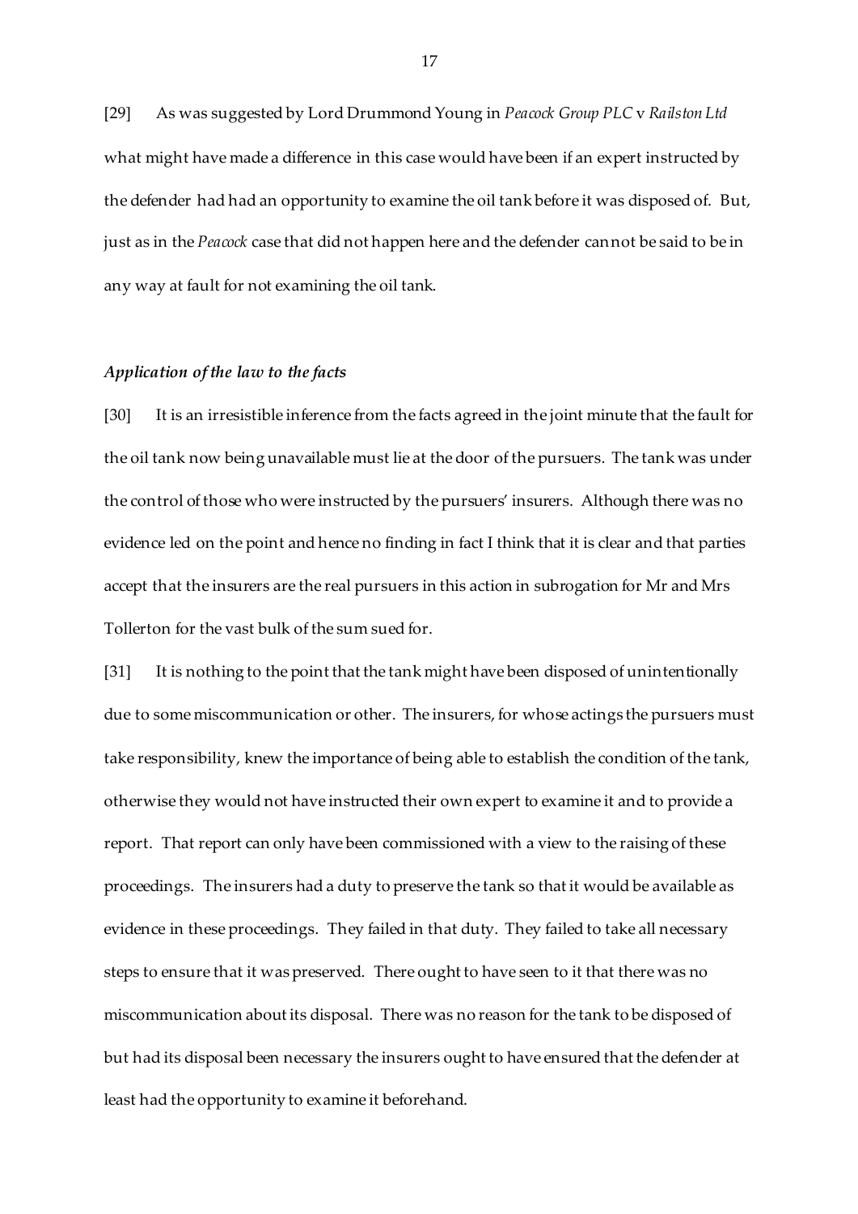[29] As was suggested by Lord Drummond Young in *Peacock Group PLC* v *Railston Ltd* what might have made a difference in this case would have been if an expert instructed by the defender had had an opportunity to examine the oil tank before it was disposed of. But, just as in the *Peacock* case that did not happen here and the defender cannot be said to be in any way at fault for not examining the oil tank.

### *Application of the law to the facts*

[30] It is an irresistible inference from the facts agreed in the joint minute that the fault for the oil tank now being unavailable must lie at the door of the pursuers. The tank was under the control of those who were instructed by the pursuers' insurers. Although there was no evidence led on the point and hence no finding in fact I think that it is clear and that parties accept that the insurers are the real pursuers in this action in subrogation for Mr and Mrs Tollerton for the vast bulk of the sum sued for.

[31] It is nothing to the point that the tank might have been disposed of unintentionally due to some miscommunication or other. The insurers, for whose actings the pursuers must take responsibility, knew the importance of being able to establish the condition of the tank, otherwise they would not have instructed their own expert to examine it and to provide a report. That report can only have been commissioned with a view to the raising of these proceedings. The insurers had a duty to preserve the tank so that it would be available as evidence in these proceedings. They failed in that duty. They failed to take all necessary steps to ensure that it was preserved. There ought to have seen to it that there was no miscommunication about its disposal. There was no reason for the tank to be disposed of but had its disposal been necessary the insurers ought to have ensured that the defender at least had the opportunity to examine it beforehand.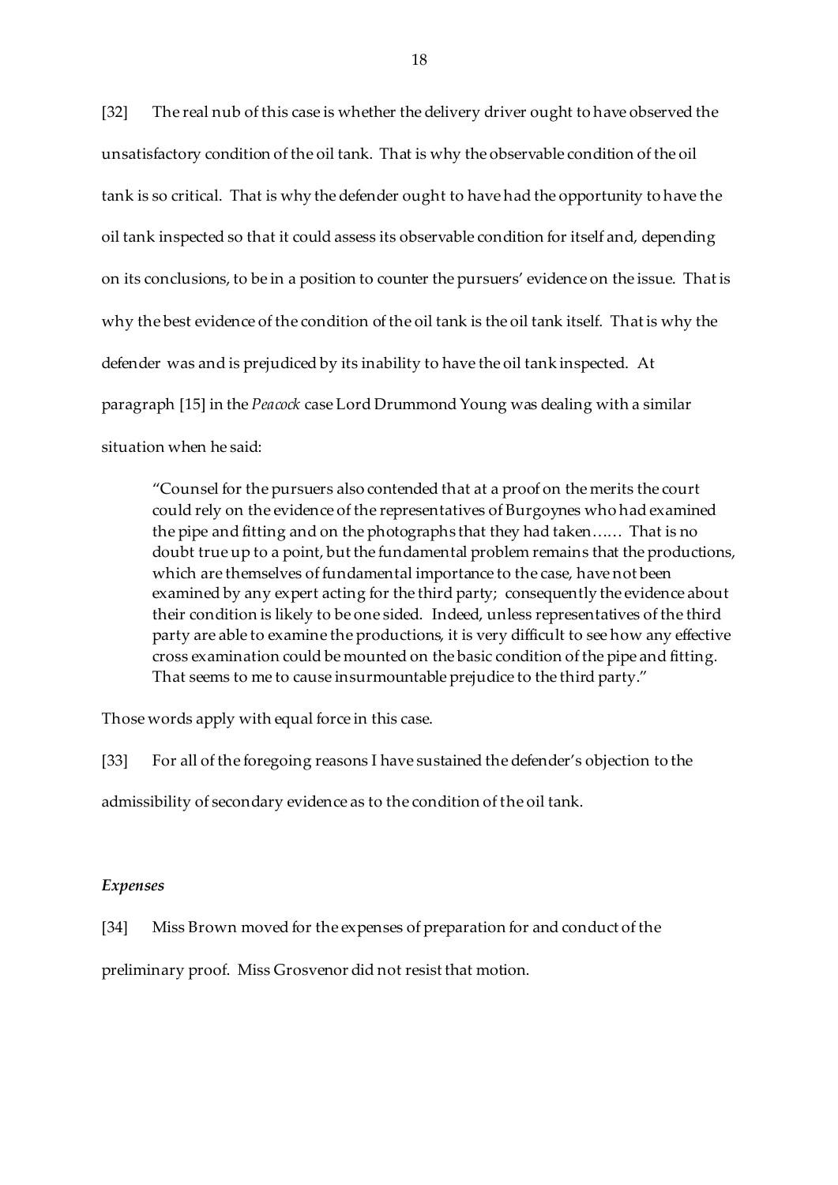[32] The real nub of this case is whether the delivery driver ought to have observed the unsatisfactory condition of the oil tank. That is why the observable condition of the oil tank is so critical. That is why the defender ought to have had the opportunity to have the oil tank inspected so that it could assess its observable condition for itself and, depending on its conclusions, to be in a position to counter the pursuers' evidence on the issue. That is why the best evidence of the condition of the oil tank is the oil tank itself. That is why the defender was and is prejudiced by its inability to have the oil tank inspected. At paragraph [15] in the *Peacock* case Lord Drummond Young was dealing with a similar situation when he said:

> "Counsel for the pursuers also contended that at a proof on the merits the court could rely on the evidence of the representatives of Burgoynes who had examined the pipe and fitting and on the photographs that they had taken…… That is no doubt true up to a point, but the fundamental problem remains that the productions, which are themselves of fundamental importance to the case, have not been examined by any expert acting for the third party; consequently the evidence about their condition is likely to be one sided. Indeed, unless representatives of the third party are able to examine the productions, it is very difficult to see how any effective cross examination could be mounted on the basic condition of the pipe and fitting. That seems to me to cause insurmountable prejudice to the third party."

Those words apply with equal force in this case.

[33] For all of the foregoing reasons I have sustained the defender's objection to the admissibility of secondary evidence as to the condition of the oil tank.

### *Expenses*

[34] Miss Brown moved for the expenses of preparation for and conduct of the preliminary proof. Miss Grosvenor did not resist that motion.